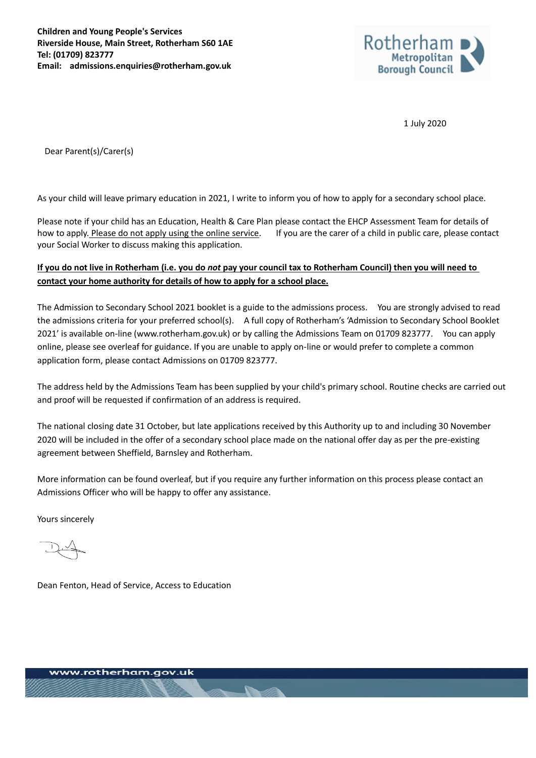**Children and Young People's Services**
**Riverside House, Main Street, Rotherham S60 1AE**
**Tel: (01709) 823777**
**Email: admissions.enquiries@rotherham.gov.uk**

Rotherham Metropolitan Borough Council

1 July 2020

Dear Parent(s)/Carer(s)

As your child will leave primary education in 2021, I write to inform you of how to apply for a secondary school place.

Please note if your child has an Education, Health & Care Plan please contact the EHCP Assessment Team for details of how to apply. <u>Please do not apply using the online service</u>. If you are the carer of a child in public care, please contact your Social Worker to discuss making this application.

**<u>If you do not live in Rotherham (i.e. you do *not* pay your council tax to Rotherham Council) then you will need to contact your home authority for details of how to apply for a school place.</u>**

The Admission to Secondary School 2021 booklet is a guide to the admissions process. You are strongly advised to read the admissions criteria for your preferred school(s). A full copy of Rotherham's 'Admission to Secondary School Booklet 2021' is available on-line (www.rotherham.gov.uk) or by calling the Admissions Team on 01709 823777. You can apply online, please see overleaf for guidance. If you are unable to apply on-line or would prefer to complete a common application form, please contact Admissions on 01709 823777.

The address held by the Admissions Team has been supplied by your child's primary school. Routine checks are carried out and proof will be requested if confirmation of an address is required.

The national closing date 31 October, but late applications received by this Authority up to and including 30 November 2020 will be included in the offer of a secondary school place made on the national offer day as per the pre-existing agreement between Sheffield, Barnsley and Rotherham.

More information can be found overleaf, but if you require any further information on this process please contact an Admissions Officer who will be happy to offer any assistance.

Yours sincerely

Dean Fenton, Head of Service, Access to Education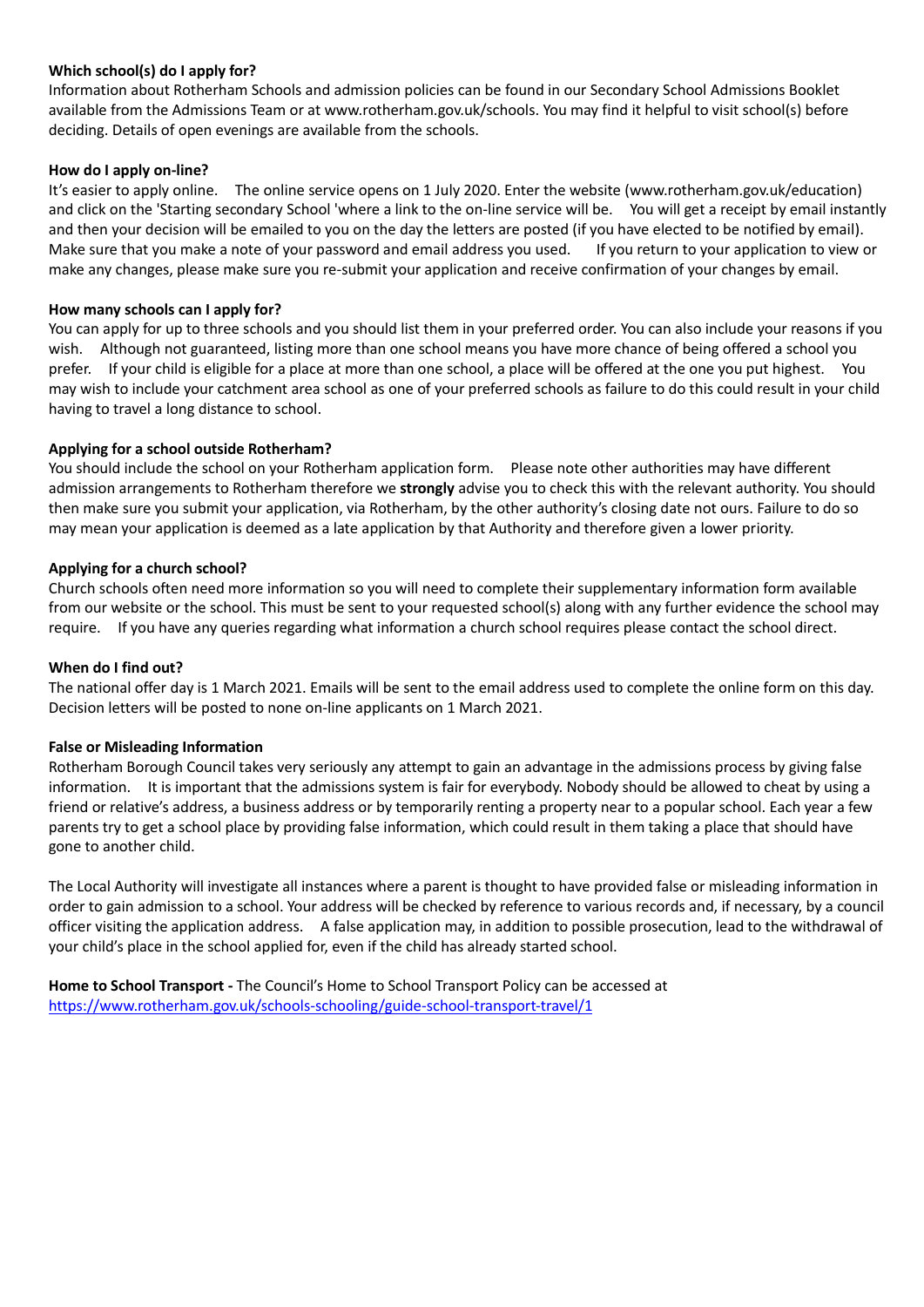**Which school(s) do I apply for?**

Information about Rotherham Schools and admission policies can be found in our Secondary School Admissions Booklet available from the Admissions Team or at www.rotherham.gov.uk/schools. You may find it helpful to visit school(s) before deciding. Details of open evenings are available from the schools.

**How do I apply on-line?**

It's easier to apply online. The online service opens on 1 July 2020. Enter the website (www.rotherham.gov.uk/education) and click on the 'Starting secondary School 'where a link to the on-line service will be. You will get a receipt by email instantly and then your decision will be emailed to you on the day the letters are posted (if you have elected to be notified by email). Make sure that you make a note of your password and email address you used. If you return to your application to view or make any changes, please make sure you re-submit your application and receive confirmation of your changes by email.

**How many schools can I apply for?**

You can apply for up to three schools and you should list them in your preferred order. You can also include your reasons if you wish. Although not guaranteed, listing more than one school means you have more chance of being offered a school you prefer. If your child is eligible for a place at more than one school, a place will be offered at the one you put highest. You may wish to include your catchment area school as one of your preferred schools as failure to do this could result in your child having to travel a long distance to school.

**Applying for a school outside Rotherham?**

You should include the school on your Rotherham application form. Please note other authorities may have different admission arrangements to Rotherham therefore we **strongly** advise you to check this with the relevant authority. You should then make sure you submit your application, via Rotherham, by the other authority's closing date not ours. Failure to do so may mean your application is deemed as a late application by that Authority and therefore given a lower priority.

**Applying for a church school?**

Church schools often need more information so you will need to complete their supplementary information form available from our website or the school. This must be sent to your requested school(s) along with any further evidence the school may require. If you have any queries regarding what information a church school requires please contact the school direct.

**When do I find out?**

The national offer day is 1 March 2021. Emails will be sent to the email address used to complete the online form on this day. Decision letters will be posted to none on-line applicants on 1 March 2021.

**False or Misleading Information**

Rotherham Borough Council takes very seriously any attempt to gain an advantage in the admissions process by giving false information. It is important that the admissions system is fair for everybody. Nobody should be allowed to cheat by using a friend or relative's address, a business address or by temporarily renting a property near to a popular school. Each year a few parents try to get a school place by providing false information, which could result in them taking a place that should have gone to another child.

The Local Authority will investigate all instances where a parent is thought to have provided false or misleading information in order to gain admission to a school. Your address will be checked by reference to various records and, if necessary, by a council officer visiting the application address. A false application may, in addition to possible prosecution, lead to the withdrawal of your child's place in the school applied for, even if the child has already started school.

**Home to School Transport -** The Council's Home to School Transport Policy can be accessed at https://www.rotherham.gov.uk/schools-schooling/guide-school-transport-travel/1